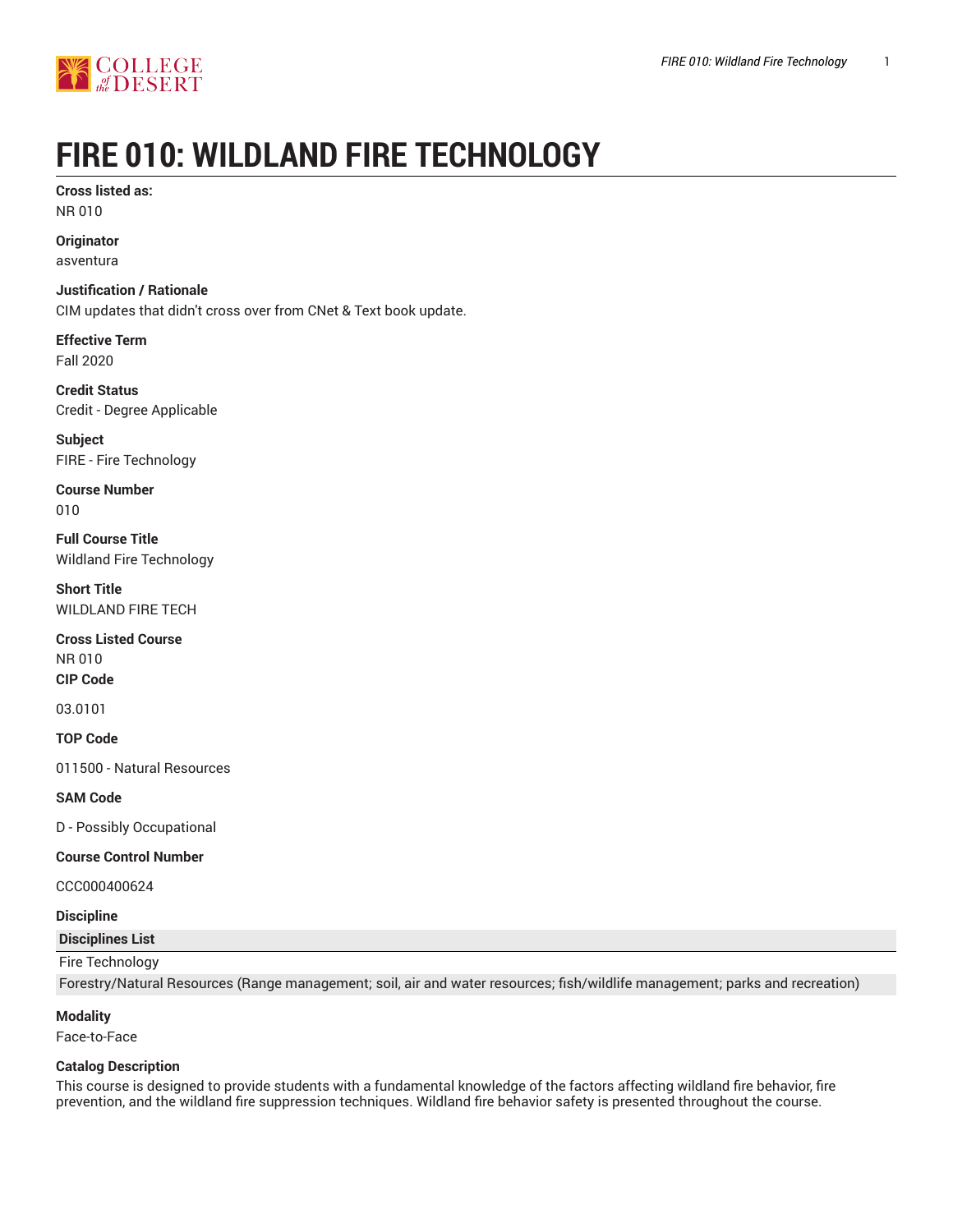# FIRE 010: WILDLAND FIRE TECHNOLOGY

**Cross listed as:**
NR 010

**Originator**
asventura

**Justification / Rationale**
CIM updates that didn't cross over from CNet & Text book update.

**Effective Term**
Fall 2020

**Credit Status**
Credit - Degree Applicable

**Subject**
FIRE - Fire Technology

**Course Number**
010

**Full Course Title**
Wildland Fire Technology

**Short Title**
WILDLAND FIRE TECH

**Cross Listed Course**
NR 010

**CIP Code**

03.0101

**TOP Code**

011500 - Natural Resources

**SAM Code**

D - Possibly Occupational

**Course Control Number**

CCC000400624

**Discipline**

| Disciplines List |
| --- |
| Fire Technology |
| Forestry/Natural Resources (Range management; soil, air and water resources; fish/wildlife management; parks and recreation) |

**Modality**
Face-to-Face

**Catalog Description**
This course is designed to provide students with a fundamental knowledge of the factors affecting wildland fire behavior, fire prevention, and the wildland fire suppression techniques. Wildland fire behavior safety is presented throughout the course.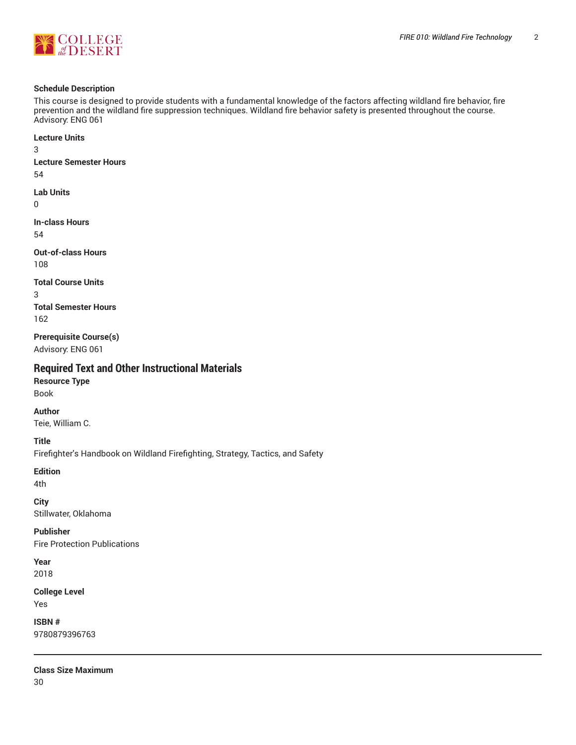**Schedule Description**

This course is designed to provide students with a fundamental knowledge of the factors affecting wildland fire behavior, fire prevention and the wildland fire suppression techniques. Wildland fire behavior safety is presented throughout the course.
Advisory: ENG 061

**Lecture Units**

3

**Lecture Semester Hours**

54

**Lab Units**

0

**In-class Hours**

54

**Out-of-class Hours**

108

**Total Course Units**

3

**Total Semester Hours**

162

**Prerequisite Course(s)**

Advisory: ENG 061

## Required Text and Other Instructional Materials

**Resource Type**

Book

**Author**

Teie, William C.

**Title**

Firefighter's Handbook on Wildland Firefighting, Strategy, Tactics, and Safety

**Edition**

4th

**City**

Stillwater, Oklahoma

**Publisher**

Fire Protection Publications

**Year**

2018

**College Level**

Yes

**ISBN #**

9780879396763

---

**Class Size Maximum**

30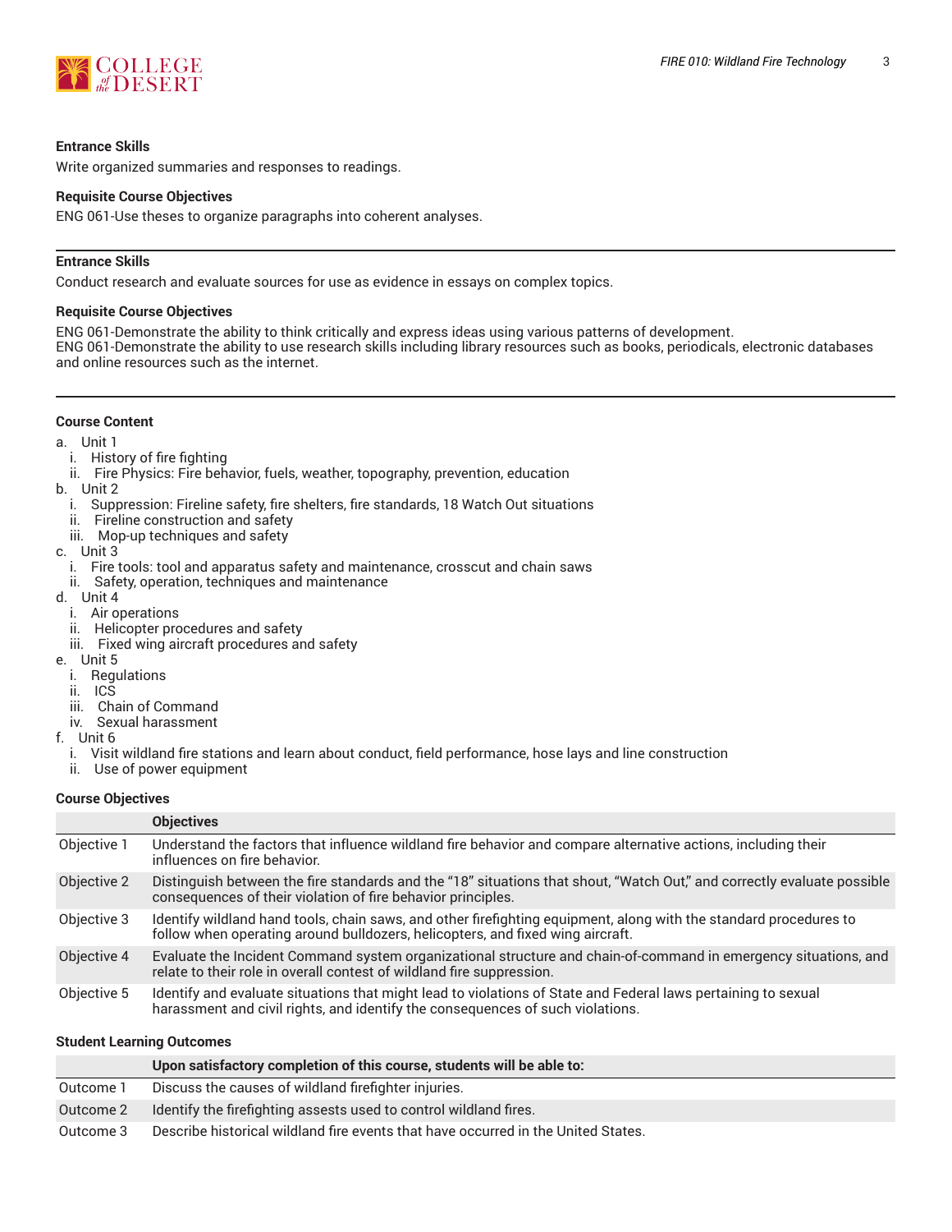**Entrance Skills**

Write organized summaries and responses to readings.

**Requisite Course Objectives**

ENG 061-Use theses to organize paragraphs into coherent analyses.

---

**Entrance Skills**

Conduct research and evaluate sources for use as evidence in essays on complex topics.

**Requisite Course Objectives**

ENG 061-Demonstrate the ability to think critically and express ideas using various patterns of development.
ENG 061-Demonstrate the ability to use research skills including library resources such as books, periodicals, electronic databases and online resources such as the internet.

---

**Course Content**

a. Unit 1
   i. History of fire fighting
   ii. Fire Physics: Fire behavior, fuels, weather, topography, prevention, education
b. Unit 2
   i. Suppression: Fireline safety, fire shelters, fire standards, 18 Watch Out situations
   ii. Fireline construction and safety
   iii. Mop-up techniques and safety
c. Unit 3
   i. Fire tools: tool and apparatus safety and maintenance, crosscut and chain saws
   ii. Safety, operation, techniques and maintenance
d. Unit 4
   i. Air operations
   ii. Helicopter procedures and safety
   iii. Fixed wing aircraft procedures and safety
e. Unit 5
   i. Regulations
   ii. ICS
   iii. Chain of Command
   iv. Sexual harassment
f. Unit 6
   i. Visit wildland fire stations and learn about conduct, field performance, hose lays and line construction
   ii. Use of power equipment

**Course Objectives**

| | Objectives |
|---|---|
| Objective 1 | Understand the factors that influence wildland fire behavior and compare alternative actions, including their influences on fire behavior. |
| Objective 2 | Distinguish between the fire standards and the "18" situations that shout, "Watch Out," and correctly evaluate possible consequences of their violation of fire behavior principles. |
| Objective 3 | Identify wildland hand tools, chain saws, and other firefighting equipment, along with the standard procedures to follow when operating around bulldozers, helicopters, and fixed wing aircraft. |
| Objective 4 | Evaluate the Incident Command system organizational structure and chain-of-command in emergency situations, and relate to their role in overall contest of wildland fire suppression. |
| Objective 5 | Identify and evaluate situations that might lead to violations of State and Federal laws pertaining to sexual harassment and civil rights, and identify the consequences of such violations. |

**Student Learning Outcomes**

| | Upon satisfactory completion of this course, students will be able to: |
|---|---|
| Outcome 1 | Discuss the causes of wildland firefighter injuries. |
| Outcome 2 | Identify the firefighting assests used to control wildland fires. |
| Outcome 3 | Describe historical wildland fire events that have occurred in the United States. |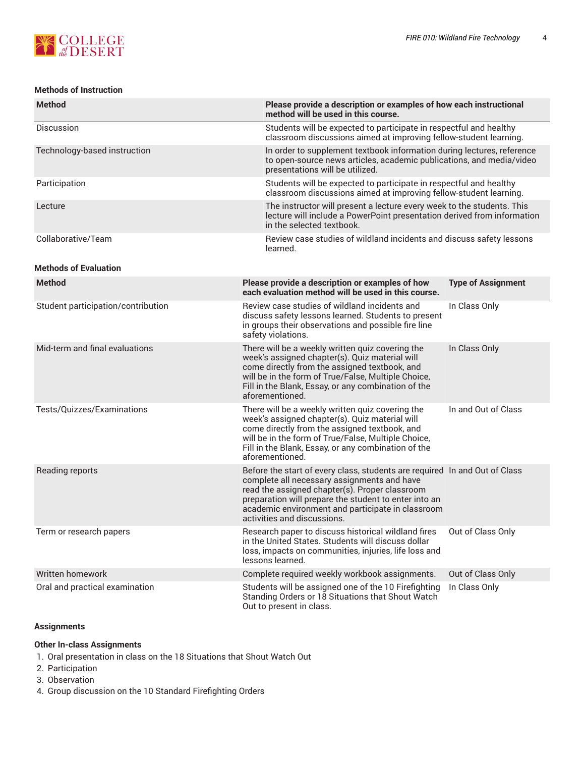#### Methods of Instruction

| Method | Please provide a description or examples of how each instructional method will be used in this course. |
|---|---|
| Discussion | Students will be expected to participate in respectful and healthy classroom discussions aimed at improving fellow-student learning. |
| Technology-based instruction | In order to supplement textbook information during lectures, reference to open-source news articles, academic publications, and media/video presentations will be utilized. |
| Participation | Students will be expected to participate in respectful and healthy classroom discussions aimed at improving fellow-student learning. |
| Lecture | The instructor will present a lecture every week to the students. This lecture will include a PowerPoint presentation derived from information in the selected textbook. |
| Collaborative/Team | Review case studies of wildland incidents and discuss safety lessons learned. |

#### Methods of Evaluation

| Method | Please provide a description or examples of how each evaluation method will be used in this course. | Type of Assignment |
|---|---|---|
| Student participation/contribution | Review case studies of wildland incidents and discuss safety lessons learned. Students to present in groups their observations and possible fire line safety violations. | In Class Only |
| Mid-term and final evaluations | There will be a weekly written quiz covering the week's assigned chapter(s). Quiz material will come directly from the assigned textbook, and will be in the form of True/False, Multiple Choice, Fill in the Blank, Essay, or any combination of the aforementioned. | In Class Only |
| Tests/Quizzes/Examinations | There will be a weekly written quiz covering the week's assigned chapter(s). Quiz material will come directly from the assigned textbook, and will be in the form of True/False, Multiple Choice, Fill in the Blank, Essay, or any combination of the aforementioned. | In and Out of Class |
| Reading reports | Before the start of every class, students are required complete all necessary assignments and have read the assigned chapter(s). Proper classroom preparation will prepare the student to enter into an academic environment and participate in classroom activities and discussions. | In and Out of Class |
| Term or research papers | Research paper to discuss historical wildland fires in the United States. Students will discuss dollar loss, impacts on communities, injuries, life loss and lessons learned. | Out of Class Only |
| Written homework | Complete required weekly workbook assignments. | Out of Class Only |
| Oral and practical examination | Students will be assigned one of the 10 Firefighting Standing Orders or 18 Situations that Shout Watch Out to present in class. | In Class Only |

#### Assignments

#### Other In-class Assignments

1. Oral presentation in class on the 18 Situations that Shout Watch Out
2. Participation
3. Observation
4. Group discussion on the 10 Standard Firefighting Orders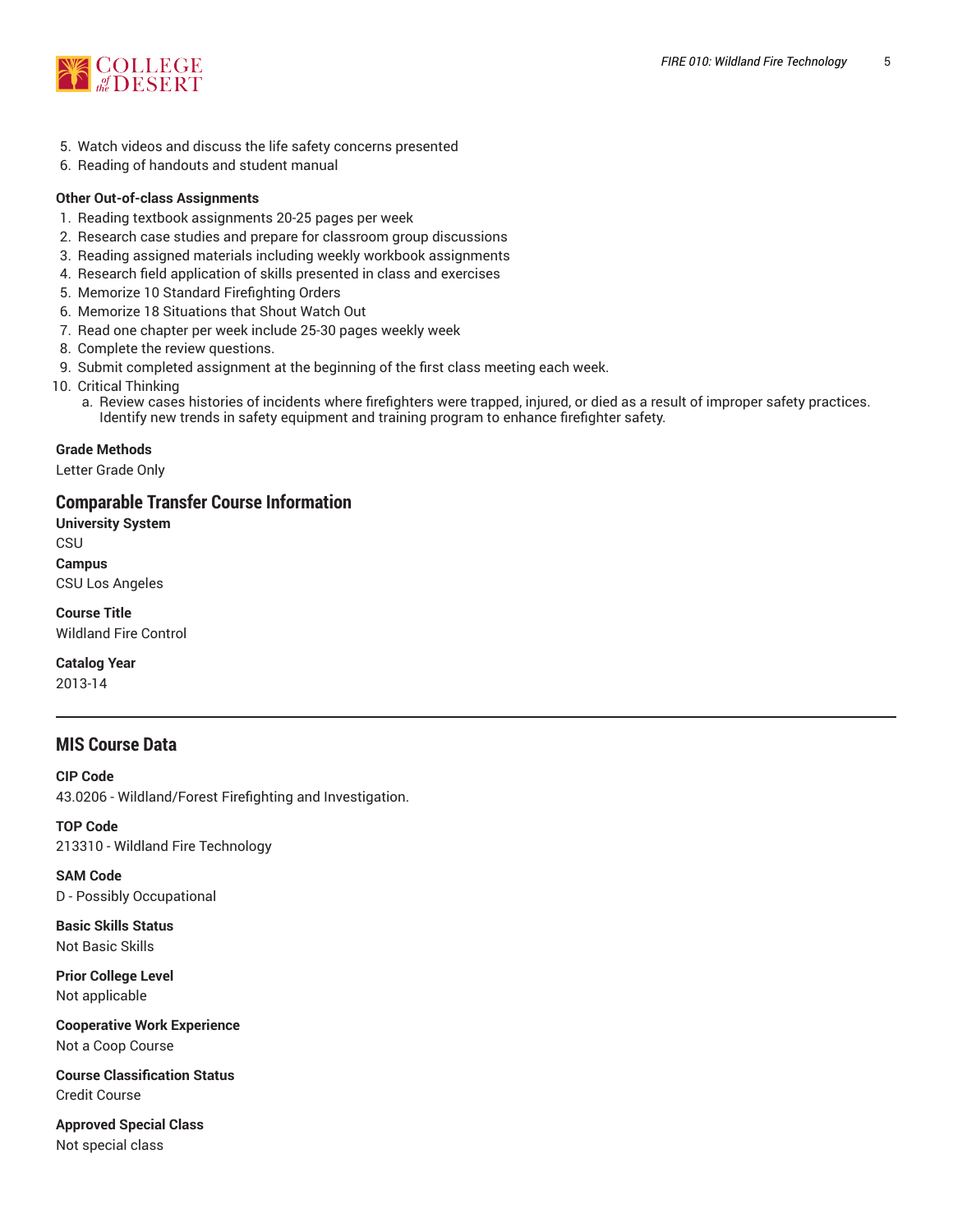5. Watch videos and discuss the life safety concerns presented
6. Reading of handouts and student manual

**Other Out-of-class Assignments**

1. Reading textbook assignments 20-25 pages per week
2. Research case studies and prepare for classroom group discussions
3. Reading assigned materials including weekly workbook assignments
4. Research field application of skills presented in class and exercises
5. Memorize 10 Standard Firefighting Orders
6. Memorize 18 Situations that Shout Watch Out
7. Read one chapter per week include 25-30 pages weekly week
8. Complete the review questions.
9. Submit completed assignment at the beginning of the first class meeting each week.
10. Critical Thinking
    a. Review cases histories of incidents where firefighters were trapped, injured, or died as a result of improper safety practices. Identify new trends in safety equipment and training program to enhance firefighter safety.

**Grade Methods**

Letter Grade Only

## Comparable Transfer Course Information

**University System**

CSU

**Campus**

CSU Los Angeles

**Course Title**

Wildland Fire Control

**Catalog Year**

2013-14

---

## MIS Course Data

**CIP Code**

43.0206 - Wildland/Forest Firefighting and Investigation.

**TOP Code**

213310 - Wildland Fire Technology

**SAM Code**

D - Possibly Occupational

**Basic Skills Status**

Not Basic Skills

**Prior College Level**

Not applicable

**Cooperative Work Experience**

Not a Coop Course

**Course Classification Status**

Credit Course

**Approved Special Class**

Not special class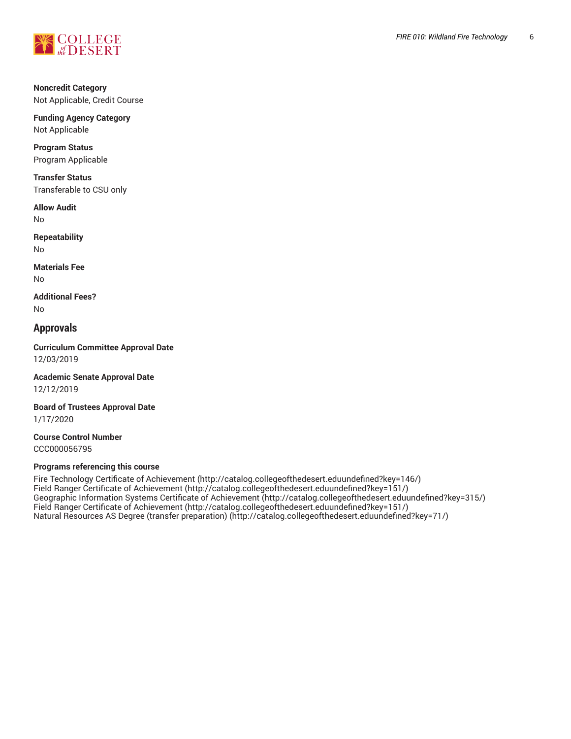**Noncredit Category**
Not Applicable, Credit Course

**Funding Agency Category**
Not Applicable

**Program Status**
Program Applicable

**Transfer Status**
Transferable to CSU only

**Allow Audit**
No

**Repeatability**
No

**Materials Fee**
No

**Additional Fees?**
No

## Approvals

**Curriculum Committee Approval Date**
12/03/2019

**Academic Senate Approval Date**
12/12/2019

**Board of Trustees Approval Date**
1/17/2020

**Course Control Number**
CCC000056795

**Programs referencing this course**
Fire Technology Certificate of Achievement (http://catalog.collegeofthedesert.eduundefined?key=146/)
Field Ranger Certificate of Achievement (http://catalog.collegeofthedesert.eduundefined?key=151/)
Geographic Information Systems Certificate of Achievement (http://catalog.collegeofthedesert.eduundefined?key=315/)
Field Ranger Certificate of Achievement (http://catalog.collegeofthedesert.eduundefined?key=151/)
Natural Resources AS Degree (transfer preparation) (http://catalog.collegeofthedesert.eduundefined?key=71/)